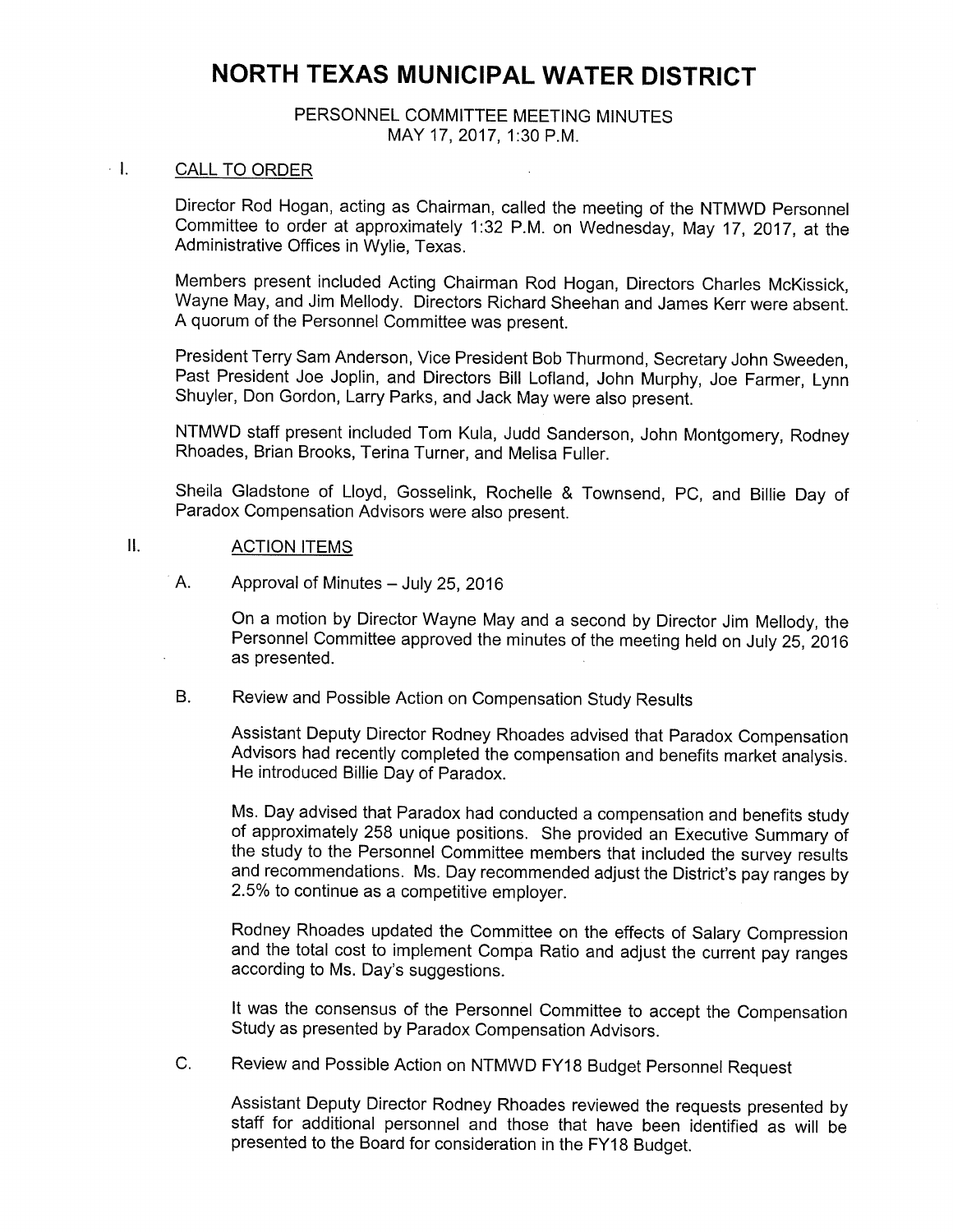# NORTH TEXAS MUNICIPAL WATER DISTRICT

PERSONNEL COMMITTEE MEETING MINUTES
MAY 17, 2017, 1:30 P.M.

## I. CALL TO ORDER

Director Rod Hogan, acting as Chairman, called the meeting of the NTMWD Personnel Committee to order at approximately 1:32 P.M. on Wednesday, May 17, 2017, at the Administrative Offices in Wylie, Texas.

Members present included Acting Chairman Rod Hogan, Directors Charles McKissick, Wayne May, and Jim Mellody. Directors Richard Sheehan and James Kerr were absent. A quorum of the Personnel Committee was present.

President Terry Sam Anderson, Vice President Bob Thurmond, Secretary John Sweeden, Past President Joe Joplin, and Directors Bill Lofland, John Murphy, Joe Farmer, Lynn Shuyler, Don Gordon, Larry Parks, and Jack May were also present.

NTMWD staff present included Tom Kula, Judd Sanderson, John Montgomery, Rodney Rhoades, Brian Brooks, Terina Turner, and Melisa Fuller.

Sheila Gladstone of Lloyd, Gosselink, Rochelle & Townsend, PC, and Billie Day of Paradox Compensation Advisors were also present.

## II. ACTION ITEMS

A. Approval of Minutes – July 25, 2016

On a motion by Director Wayne May and a second by Director Jim Mellody, the Personnel Committee approved the minutes of the meeting held on July 25, 2016 as presented.

B. Review and Possible Action on Compensation Study Results

Assistant Deputy Director Rodney Rhoades advised that Paradox Compensation Advisors had recently completed the compensation and benefits market analysis. He introduced Billie Day of Paradox.

Ms. Day advised that Paradox had conducted a compensation and benefits study of approximately 258 unique positions. She provided an Executive Summary of the study to the Personnel Committee members that included the survey results and recommendations. Ms. Day recommended adjust the District's pay ranges by 2.5% to continue as a competitive employer.

Rodney Rhoades updated the Committee on the effects of Salary Compression and the total cost to implement Compa Ratio and adjust the current pay ranges according to Ms. Day's suggestions.

It was the consensus of the Personnel Committee to accept the Compensation Study as presented by Paradox Compensation Advisors.

C. Review and Possible Action on NTMWD FY18 Budget Personnel Request

Assistant Deputy Director Rodney Rhoades reviewed the requests presented by staff for additional personnel and those that have been identified as will be presented to the Board for consideration in the FY18 Budget.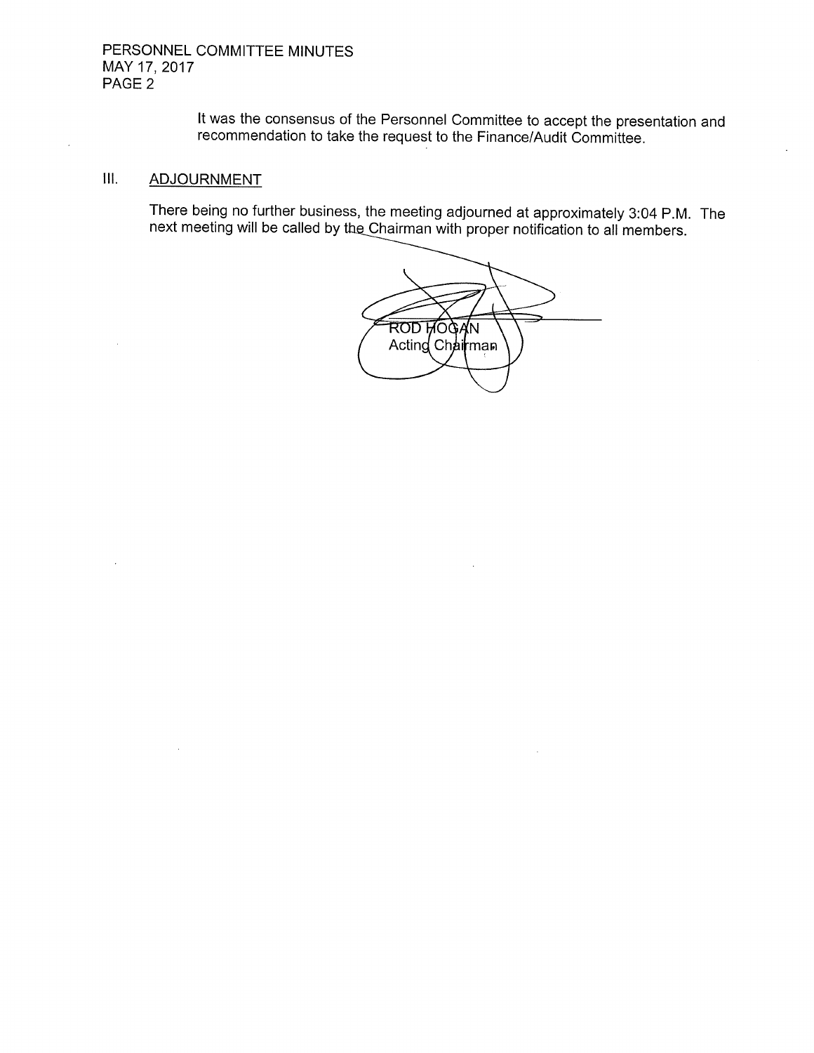It was the consensus of the Personnel Committee to accept the presentation and recommendation to take the request to the Finance/Audit Committee.

## III. ADJOURNMENT

There being no further business, the meeting adjourned at approximately 3:04 P.M. The next meeting will be called by the Chairman with proper notification to all members.

ROD HOGAN
Acting Chairman